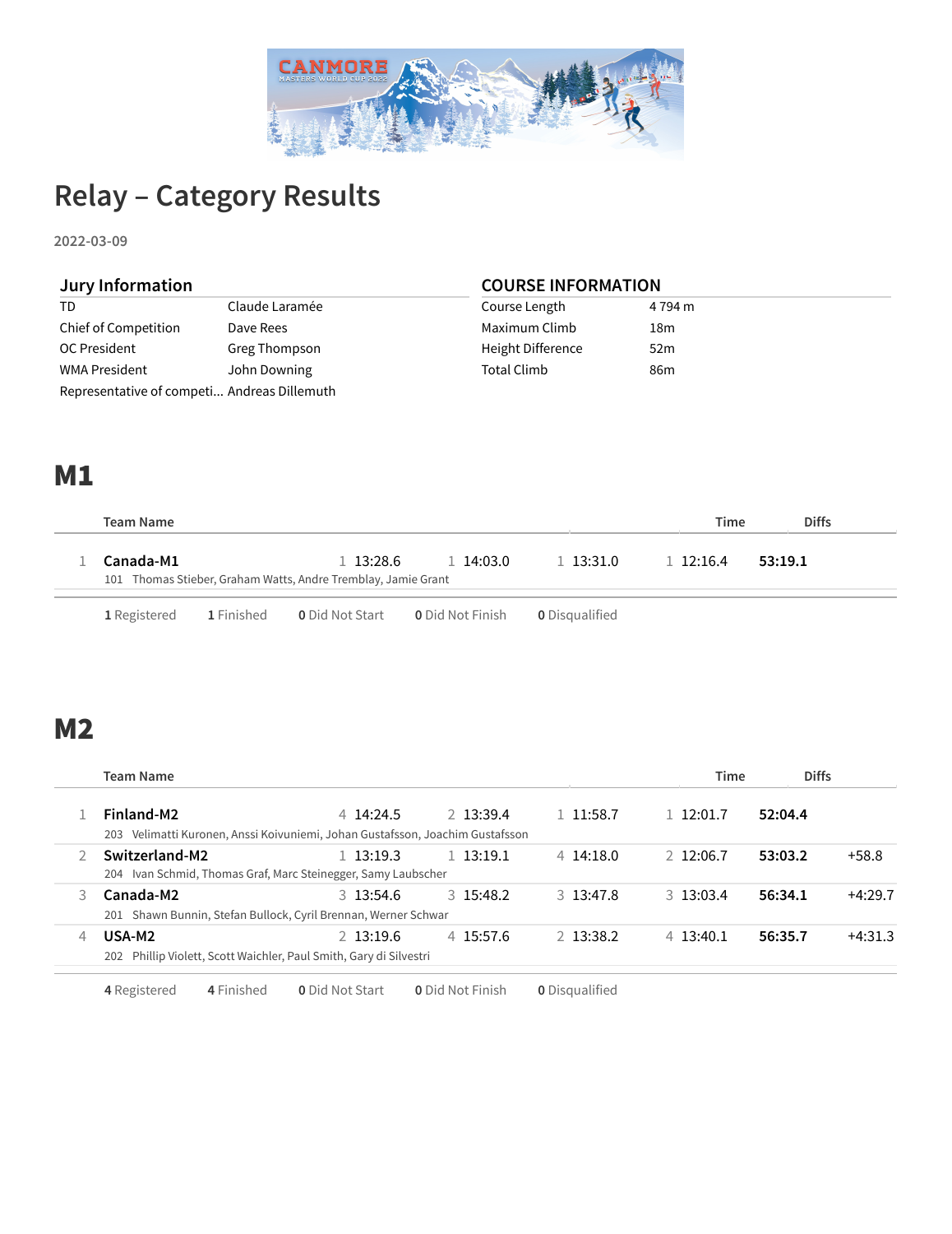# Relay – Category Results

2022-03-09

## Jury Information

| | |
|---|---|
| TD | Claude Laramée |
| Chief of Competition | Dave Rees |
| OC President | Greg Thompson |
| WMA President | John Downing |
| Representative of competi... | Andreas Dillemuth |

## COURSE INFORMATION

| | |
|---|---|
| Course Length | 4 794 m |
| Maximum Climb | 18m |
| Height Difference | 52m |
| Total Climb | 86m |

# M1

| | Team Name | | | | | Time | Diffs |
|---|---|---|---|---|---|---|---|
| 1 | **Canada-M1** | 1 13:28.6 | 1 14:03.0 | 1 13:31.0 | 1 12:16.4 | **53:19.1** | |
| | 101 Thomas Stieber, Graham Watts, Andre Tremblay, Jamie Grant | | | | | | |

**1** Registered **1** Finished **0** Did Not Start **0** Did Not Finish **0** Disqualified

# M2

| | Team Name | | | | | Time | Diffs |
|---|---|---|---|---|---|---|---|
| 1 | **Finland-M2** | 4 14:24.5 | 2 13:39.4 | 1 11:58.7 | 1 12:01.7 | **52:04.4** | |
| | 203 Velimatti Kuronen, Anssi Koivuniemi, Johan Gustafsson, Joachim Gustafsson | | | | | | |
| 2 | **Switzerland-M2** | 1 13:19.3 | 1 13:19.1 | 4 14:18.0 | 2 12:06.7 | **53:03.2** | +58.8 |
| | 204 Ivan Schmid, Thomas Graf, Marc Steinegger, Samy Laubscher | | | | | | |
| 3 | **Canada-M2** | 3 13:54.6 | 3 15:48.2 | 3 13:47.8 | 3 13:03.4 | **56:34.1** | +4:29.7 |
| | 201 Shawn Bunnin, Stefan Bullock, Cyril Brennan, Werner Schwar | | | | | | |
| 4 | **USA-M2** | 2 13:19.6 | 4 15:57.6 | 2 13:38.2 | 4 13:40.1 | **56:35.7** | +4:31.3 |
| | 202 Phillip Violett, Scott Waichler, Paul Smith, Gary di Silvestri | | | | | | |

**4** Registered **4** Finished **0** Did Not Start **0** Did Not Finish **0** Disqualified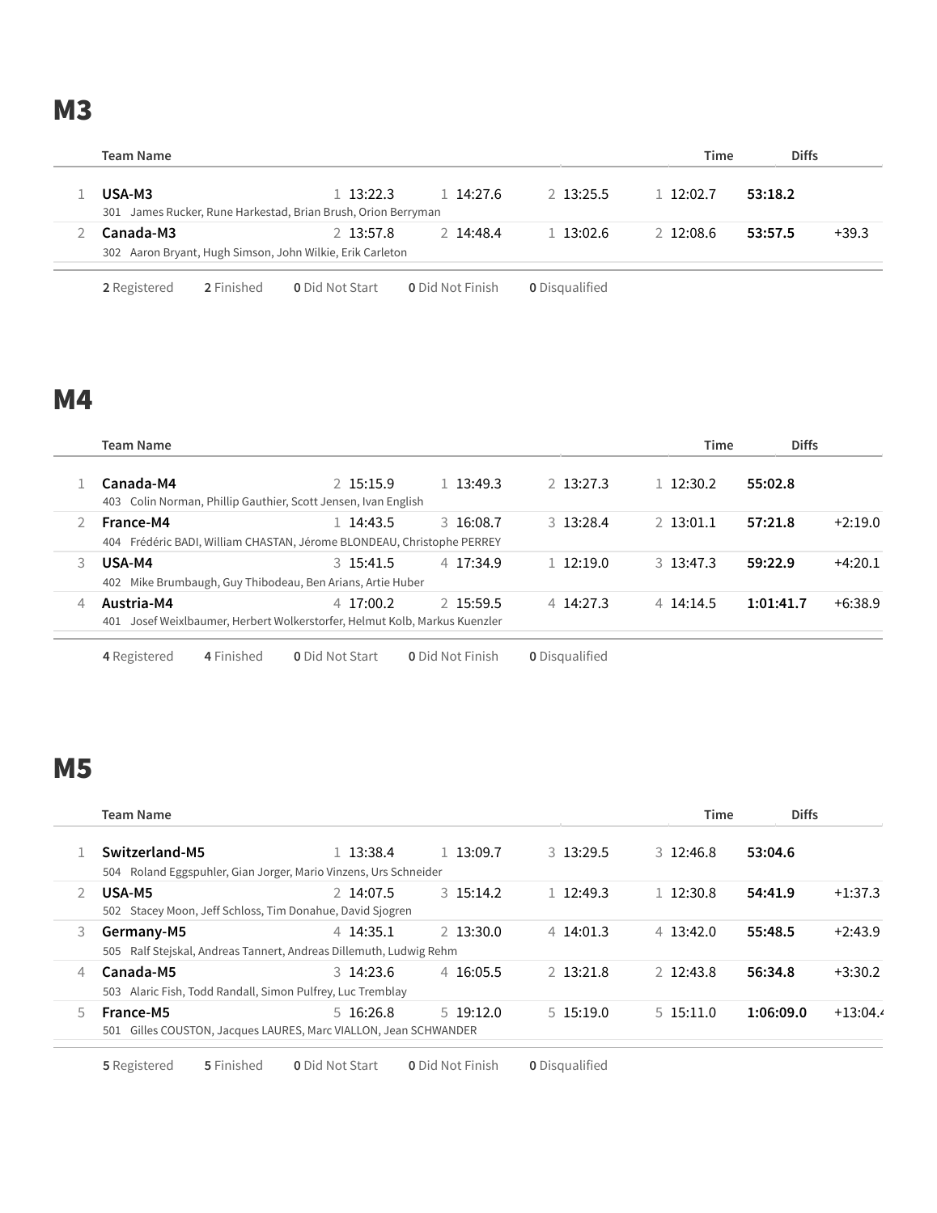# M3

| | Team Name | | | | | Time | Diffs |
|---|---|---|---|---|---|---|---|
| 1 | **USA-M3**<br>301 James Rucker, Rune Harkestad, Brian Brush, Orion Berryman | 1 13:22.3 | 1 14:27.6 | 2 13:25.5 | 1 12:02.7 | **53:18.2** | |
| 2 | **Canada-M3**<br>302 Aaron Bryant, Hugh Simson, John Wilkie, Erik Carleton | 2 13:57.8 | 2 14:48.4 | 1 13:02.6 | 2 12:08.6 | **53:57.5** | +39.3 |

**2** Registered **2** Finished **0** Did Not Start **0** Did Not Finish **0** Disqualified

# M4

| | Team Name | | | | | Time | Diffs |
|---|---|---|---|---|---|---|---|
| 1 | **Canada-M4**<br>403 Colin Norman, Phillip Gauthier, Scott Jensen, Ivan English | 2 15:15.9 | 1 13:49.3 | 2 13:27.3 | 1 12:30.2 | **55:02.8** | |
| 2 | **France-M4**<br>404 Frédéric BADI, William CHASTAN, Jérome BLONDEAU, Christophe PERREY | 1 14:43.5 | 3 16:08.7 | 3 13:28.4 | 2 13:01.1 | **57:21.8** | +2:19.0 |
| 3 | **USA-M4**<br>402 Mike Brumbaugh, Guy Thibodeau, Ben Arians, Artie Huber | 3 15:41.5 | 4 17:34.9 | 1 12:19.0 | 3 13:47.3 | **59:22.9** | +4:20.1 |
| 4 | **Austria-M4**<br>401 Josef Weixlbaumer, Herbert Wolkerstorfer, Helmut Kolb, Markus Kuenzler | 4 17:00.2 | 2 15:59.5 | 4 14:27.3 | 4 14:14.5 | **1:01:41.7** | +6:38.9 |

**4** Registered **4** Finished **0** Did Not Start **0** Did Not Finish **0** Disqualified

# M5

| | Team Name | | | | | Time | Diffs |
|---|---|---|---|---|---|---|---|
| 1 | **Switzerland-M5**<br>504 Roland Eggspuhler, Gian Jorger, Mario Vinzens, Urs Schneider | 1 13:38.4 | 1 13:09.7 | 3 13:29.5 | 3 12:46.8 | **53:04.6** | |
| 2 | **USA-M5**<br>502 Stacey Moon, Jeff Schloss, Tim Donahue, David Sjogren | 2 14:07.5 | 3 15:14.2 | 1 12:49.3 | 1 12:30.8 | **54:41.9** | +1:37.3 |
| 3 | **Germany-M5**<br>505 Ralf Stejskal, Andreas Tannert, Andreas Dillemuth, Ludwig Rehm | 4 14:35.1 | 2 13:30.0 | 4 14:01.3 | 4 13:42.0 | **55:48.5** | +2:43.9 |
| 4 | **Canada-M5**<br>503 Alaric Fish, Todd Randall, Simon Pulfrey, Luc Tremblay | 3 14:23.6 | 4 16:05.5 | 2 13:21.8 | 2 12:43.8 | **56:34.8** | +3:30.2 |
| 5 | **France-M5**<br>501 Gilles COUSTON, Jacques LAURES, Marc VIALLON, Jean SCHWANDER | 5 16:26.8 | 5 19:12.0 | 5 15:19.0 | 5 15:11.0 | **1:06:09.0** | +13:04.4 |

**5** Registered **5** Finished **0** Did Not Start **0** Did Not Finish **0** Disqualified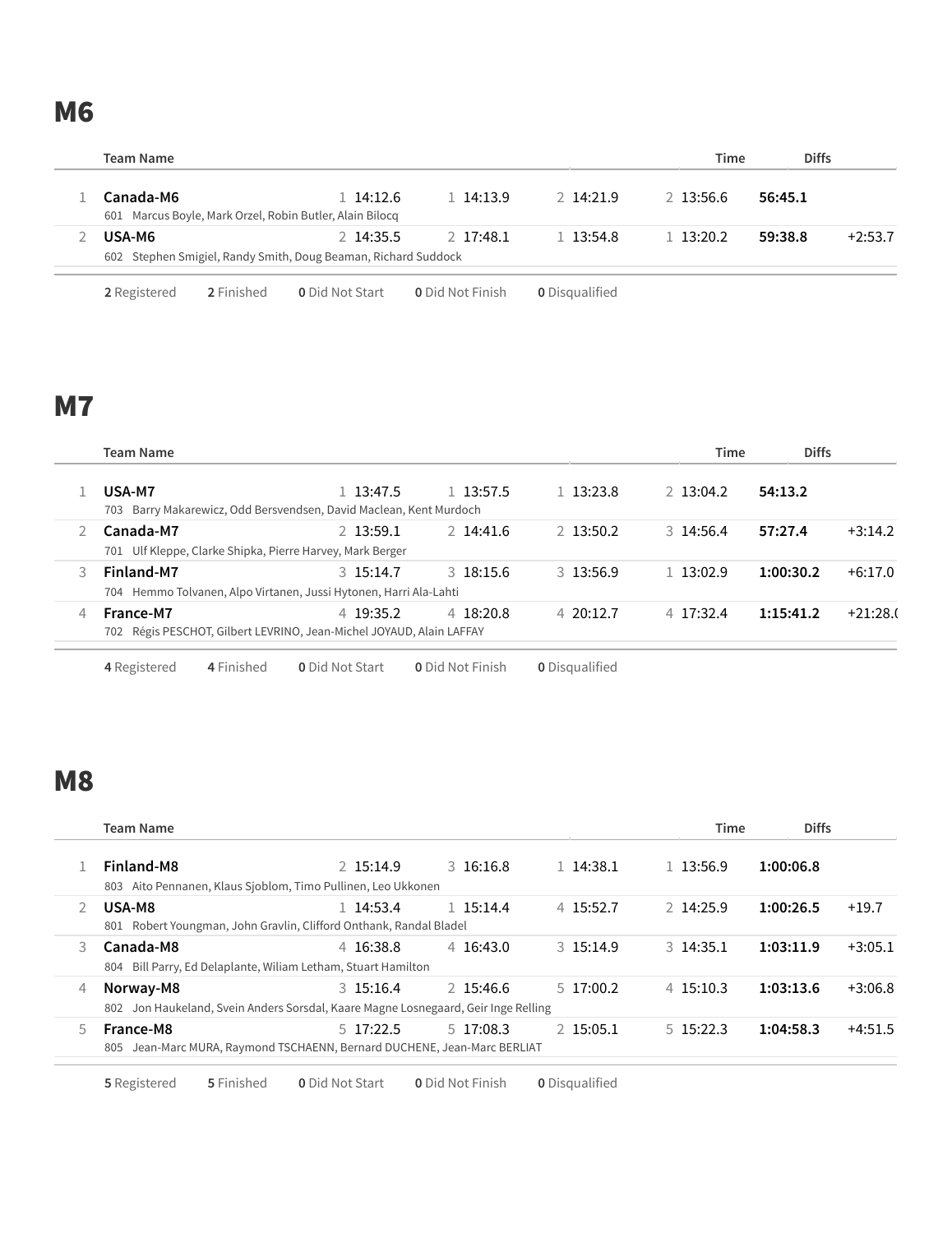## M6

| | Team Name | | | | | Time | Diffs |
|---|---|---|---|---|---|---|---|
| 1 | **Canada-M6**<br>601 Marcus Boyle, Mark Orzel, Robin Butler, Alain Bilocq | 1 14:12.6 | 1 14:13.9 | 2 14:21.9 | 2 13:56.6 | **56:45.1** | |
| 2 | **USA-M6**<br>602 Stephen Smigiel, Randy Smith, Doug Beaman, Richard Suddock | 2 14:35.5 | 2 17:48.1 | 1 13:54.8 | 1 13:20.2 | **59:38.8** | +2:53.7 |

**2** Registered **2** Finished **0** Did Not Start **0** Did Not Finish **0** Disqualified

## M7

| | Team Name | | | | | Time | Diffs |
|---|---|---|---|---|---|---|---|
| 1 | **USA-M7**<br>703 Barry Makarewicz, Odd Bersvendsen, David Maclean, Kent Murdoch | 1 13:47.5 | 1 13:57.5 | 1 13:23.8 | 2 13:04.2 | **54:13.2** | |
| 2 | **Canada-M7**<br>701 Ulf Kleppe, Clarke Shipka, Pierre Harvey, Mark Berger | 2 13:59.1 | 2 14:41.6 | 2 13:50.2 | 3 14:56.4 | **57:27.4** | +3:14.2 |
| 3 | **Finland-M7**<br>704 Hemmo Tolvanen, Alpo Virtanen, Jussi Hytonen, Harri Ala-Lahti | 3 15:14.7 | 3 18:15.6 | 3 13:56.9 | 1 13:02.9 | **1:00:30.2** | +6:17.0 |
| 4 | **France-M7**<br>702 Régis PESCHOT, Gilbert LEVRINO, Jean-Michel JOYAUD, Alain LAFFAY | 4 19:35.2 | 4 18:20.8 | 4 20:12.7 | 4 17:32.4 | **1:15:41.2** | +21:28.( |

**4** Registered **4** Finished **0** Did Not Start **0** Did Not Finish **0** Disqualified

## M8

| | Team Name | | | | | Time | Diffs |
|---|---|---|---|---|---|---|---|
| 1 | **Finland-M8**<br>803 Aito Pennanen, Klaus Sjoblom, Timo Pullinen, Leo Ukkonen | 2 15:14.9 | 3 16:16.8 | 1 14:38.1 | 1 13:56.9 | **1:00:06.8** | |
| 2 | **USA-M8**<br>801 Robert Youngman, John Gravlin, Clifford Onthank, Randal Bladel | 1 14:53.4 | 1 15:14.4 | 4 15:52.7 | 2 14:25.9 | **1:00:26.5** | +19.7 |
| 3 | **Canada-M8**<br>804 Bill Parry, Ed Delaplante, Wiliam Letham, Stuart Hamilton | 4 16:38.8 | 4 16:43.0 | 3 15:14.9 | 3 14:35.1 | **1:03:11.9** | +3:05.1 |
| 4 | **Norway-M8**<br>802 Jon Haukeland, Svein Anders Sorsdal, Kaare Magne Losnegaard, Geir Inge Relling | 3 15:16.4 | 2 15:46.6 | 5 17:00.2 | 4 15:10.3 | **1:03:13.6** | +3:06.8 |
| 5 | **France-M8**<br>805 Jean-Marc MURA, Raymond TSCHAENN, Bernard DUCHENE, Jean-Marc BERLIAT | 5 17:22.5 | 5 17:08.3 | 2 15:05.1 | 5 15:22.3 | **1:04:58.3** | +4:51.5 |

**5** Registered **5** Finished **0** Did Not Start **0** Did Not Finish **0** Disqualified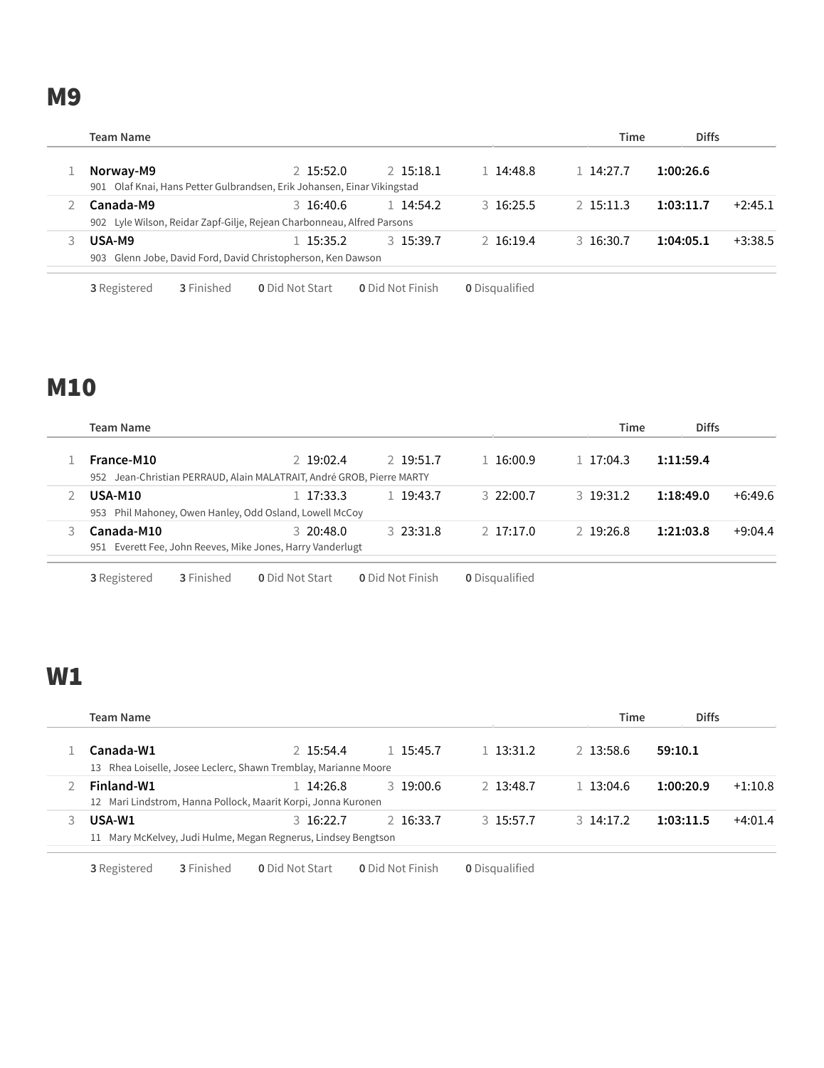## M9

| | Team Name | | | | | Time | Diffs |
|---|---|---|---|---|---|---|---|
| 1 | **Norway-M9** | 2 15:52.0 | 2 15:18.1 | 1 14:48.8 | 1 14:27.7 | **1:00:26.6** | |
| | 901 Olaf Knai, Hans Petter Gulbrandsen, Erik Johansen, Einar Vikingstad | | | | | | |
| 2 | **Canada-M9** | 3 16:40.6 | 1 14:54.2 | 3 16:25.5 | 2 15:11.3 | **1:03:11.7** | +2:45.1 |
| | 902 Lyle Wilson, Reidar Zapf-Gilje, Rejean Charbonneau, Alfred Parsons | | | | | | |
| 3 | **USA-M9** | 1 15:35.2 | 3 15:39.7 | 2 16:19.4 | 3 16:30.7 | **1:04:05.1** | +3:38.5 |
| | 903 Glenn Jobe, David Ford, David Christopherson, Ken Dawson | | | | | | |

**3** Registered **3** Finished **0** Did Not Start **0** Did Not Finish **0** Disqualified

## M10

| | Team Name | | | | | Time | Diffs |
|---|---|---|---|---|---|---|---|
| 1 | **France-M10** | 2 19:02.4 | 2 19:51.7 | 1 16:00.9 | 1 17:04.3 | **1:11:59.4** | |
| | 952 Jean-Christian PERRAUD, Alain MALATRAIT, André GROB, Pierre MARTY | | | | | | |
| 2 | **USA-M10** | 1 17:33.3 | 1 19:43.7 | 3 22:00.7 | 3 19:31.2 | **1:18:49.0** | +6:49.6 |
| | 953 Phil Mahoney, Owen Hanley, Odd Osland, Lowell McCoy | | | | | | |
| 3 | **Canada-M10** | 3 20:48.0 | 3 23:31.8 | 2 17:17.0 | 2 19:26.8 | **1:21:03.8** | +9:04.4 |
| | 951 Everett Fee, John Reeves, Mike Jones, Harry Vanderlugt | | | | | | |

**3** Registered **3** Finished **0** Did Not Start **0** Did Not Finish **0** Disqualified

## W1

| | Team Name | | | | | Time | Diffs |
|---|---|---|---|---|---|---|---|
| 1 | **Canada-W1** | 2 15:54.4 | 1 15:45.7 | 1 13:31.2 | 2 13:58.6 | **59:10.1** | |
| | 13 Rhea Loiselle, Josee Leclerc, Shawn Tremblay, Marianne Moore | | | | | | |
| 2 | **Finland-W1** | 1 14:26.8 | 3 19:00.6 | 2 13:48.7 | 1 13:04.6 | **1:00:20.9** | +1:10.8 |
| | 12 Mari Lindstrom, Hanna Pollock, Maarit Korpi, Jonna Kuronen | | | | | | |
| 3 | **USA-W1** | 3 16:22.7 | 2 16:33.7 | 3 15:57.7 | 3 14:17.2 | **1:03:11.5** | +4:01.4 |
| | 11 Mary McKelvey, Judi Hulme, Megan Regnerus, Lindsey Bengtson | | | | | | |

**3** Registered **3** Finished **0** Did Not Start **0** Did Not Finish **0** Disqualified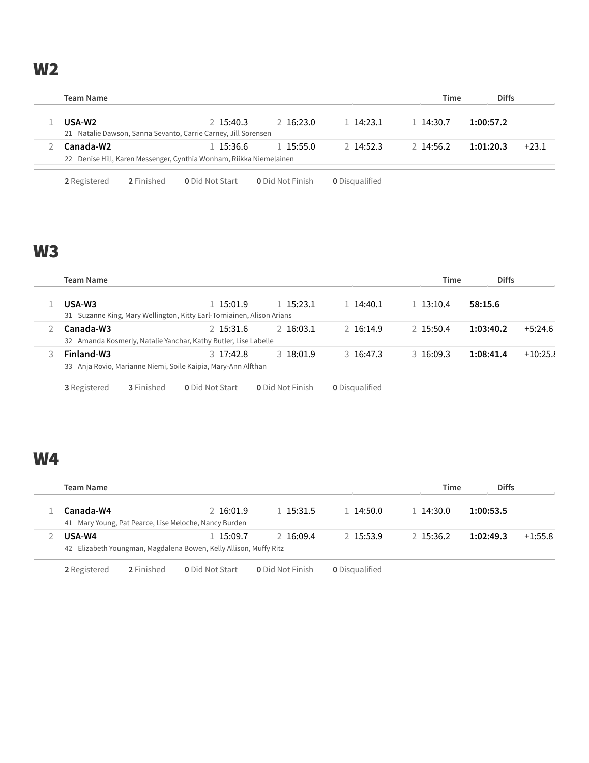## W2

| | Team Name | | | | | Time | Diffs |
|---|---|---|---|---|---|---|---|
| 1 | **USA-W2**<br>21 Natalie Dawson, Sanna Sevanto, Carrie Carney, Jill Sorensen | 2 15:40.3 | 2 16:23.0 | 1 14:23.1 | 1 14:30.7 | **1:00:57.2** | |
| 2 | **Canada-W2**<br>22 Denise Hill, Karen Messenger, Cynthia Wonham, Riikka Niemelainen | 1 15:36.6 | 1 15:55.0 | 2 14:52.3 | 2 14:56.2 | **1:01:20.3** | +23.1 |

**2** Registered **2** Finished **0** Did Not Start **0** Did Not Finish **0** Disqualified

## W3

| | Team Name | | | | | Time | Diffs |
|---|---|---|---|---|---|---|---|
| 1 | **USA-W3**<br>31 Suzanne King, Mary Wellington, Kitty Earl-Torniainen, Alison Arians | 1 15:01.9 | 1 15:23.1 | 1 14:40.1 | 1 13:10.4 | **58:15.6** | |
| 2 | **Canada-W3**<br>32 Amanda Kosmerly, Natalie Yanchar, Kathy Butler, Lise Labelle | 2 15:31.6 | 2 16:03.1 | 2 16:14.9 | 2 15:50.4 | **1:03:40.2** | +5:24.6 |
| 3 | **Finland-W3**<br>33 Anja Rovio, Marianne Niemi, Soile Kaipia, Mary-Ann Alfthan | 3 17:42.8 | 3 18:01.9 | 3 16:47.3 | 3 16:09.3 | **1:08:41.4** | +10:25.8 |

**3** Registered **3** Finished **0** Did Not Start **0** Did Not Finish **0** Disqualified

## W4

| | Team Name | | | | | Time | Diffs |
|---|---|---|---|---|---|---|---|
| 1 | **Canada-W4**<br>41 Mary Young, Pat Pearce, Lise Meloche, Nancy Burden | 2 16:01.9 | 1 15:31.5 | 1 14:50.0 | 1 14:30.0 | **1:00:53.5** | |
| 2 | **USA-W4**<br>42 Elizabeth Youngman, Magdalena Bowen, Kelly Allison, Muffy Ritz | 1 15:09.7 | 2 16:09.4 | 2 15:53.9 | 2 15:36.2 | **1:02:49.3** | +1:55.8 |

**2** Registered **2** Finished **0** Did Not Start **0** Did Not Finish **0** Disqualified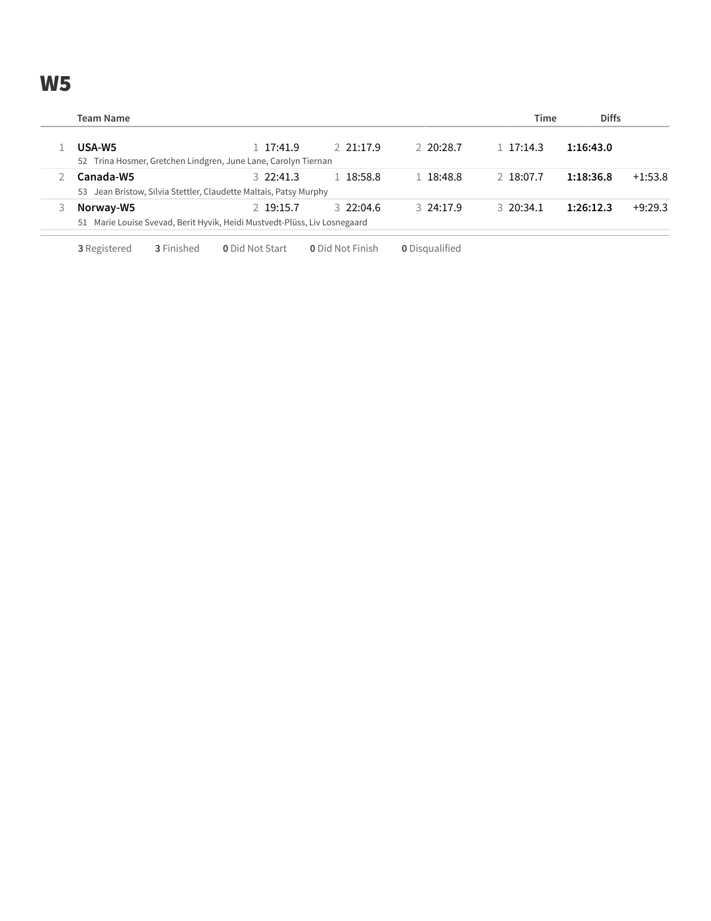# W5

| | Team Name | | | | | Time | Diffs |
|---|---|---|---|---|---|---|---|
| 1 | **USA-W5**<br>52 Trina Hosmer, Gretchen Lindgren, June Lane, Carolyn Tiernan | 1 17:41.9 | 2 21:17.9 | 2 20:28.7 | 1 17:14.3 | **1:16:43.0** | |
| 2 | **Canada-W5**<br>53 Jean Bristow, Silvia Stettler, Claudette Maltais, Patsy Murphy | 3 22:41.3 | 1 18:58.8 | 1 18:48.8 | 2 18:07.7 | **1:18:36.8** | +1:53.8 |
| 3 | **Norway-W5**<br>51 Marie Louise Svevad, Berit Hyvik, Heidi Mustvedt-Plüss, Liv Losnegaard | 2 19:15.7 | 3 22:04.6 | 3 24:17.9 | 3 20:34.1 | **1:26:12.3** | +9:29.3 |

**3** Registered **3** Finished **0** Did Not Start **0** Did Not Finish **0** Disqualified